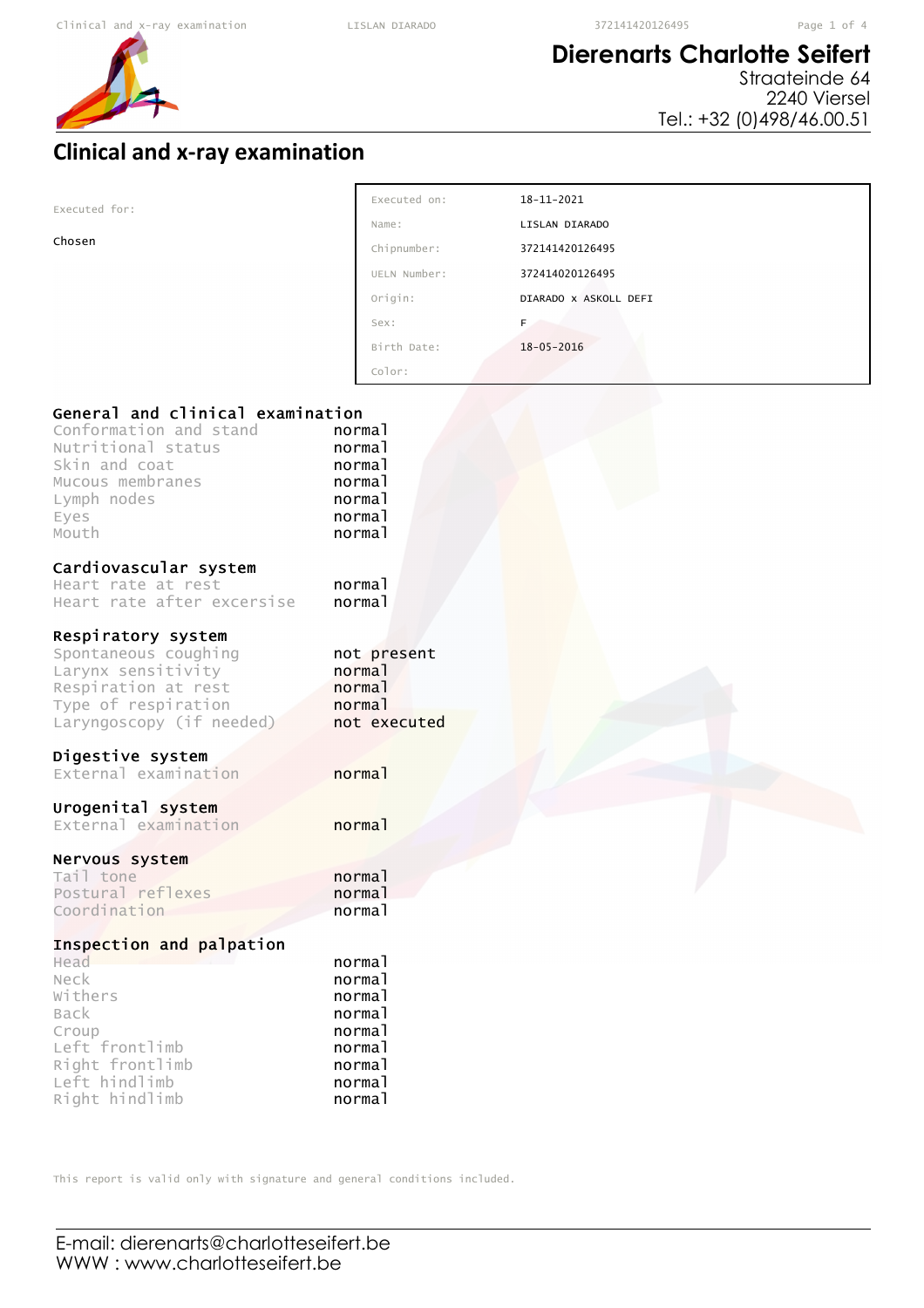**Dierenarts Charlotte Seifert**
Straateinde 64
2240 Viersel
Tel.: +32 (0)498/46.00.51

# Clinical and x-ray examination

Executed for:

Chosen

| | |
|---|---|
| Executed on: | 18-11-2021 |
| Name: | LISLAN DIARADO |
| Chipnumber: | 372141420126495 |
| UELN Number: | 372414020126495 |
| Origin: | DIARADO x ASKOLL DEFI |
| Sex: | F |
| Birth Date: | 18-05-2016 |
| Color: | |

## General and clinical examination

| | |
|---|---|
| Conformation and stand | normal |
| Nutritional status | normal |
| Skin and coat | normal |
| Mucous membranes | normal |
| Lymph nodes | normal |
| Eyes | normal |
| Mouth | normal |

## Cardiovascular system

| | |
|---|---|
| Heart rate at rest | normal |
| Heart rate after excersise | normal |

## Respiratory system

| | |
|---|---|
| Spontaneous coughing | not present |
| Larynx sensitivity | normal |
| Respiration at rest | normal |
| Type of respiration | normal |
| Laryngoscopy (if needed) | not executed |

## Digestive system

| | |
|---|---|
| External examination | normal |

## Urogenital system

| | |
|---|---|
| External examination | normal |

## Nervous system

| | |
|---|---|
| Tail tone | normal |
| Postural reflexes | normal |
| Coordination | normal |

## Inspection and palpation

| | |
|---|---|
| Head | normal |
| Neck | normal |
| Withers | normal |
| Back | normal |
| Croup | normal |
| Left frontlimb | normal |
| Right frontlimb | normal |
| Left hindlimb | normal |
| Right hindlimb | normal |

This report is valid only with signature and general conditions included.

E-mail: dierenarts@charlotteseifert.be
WWW : www.charlotteseifert.be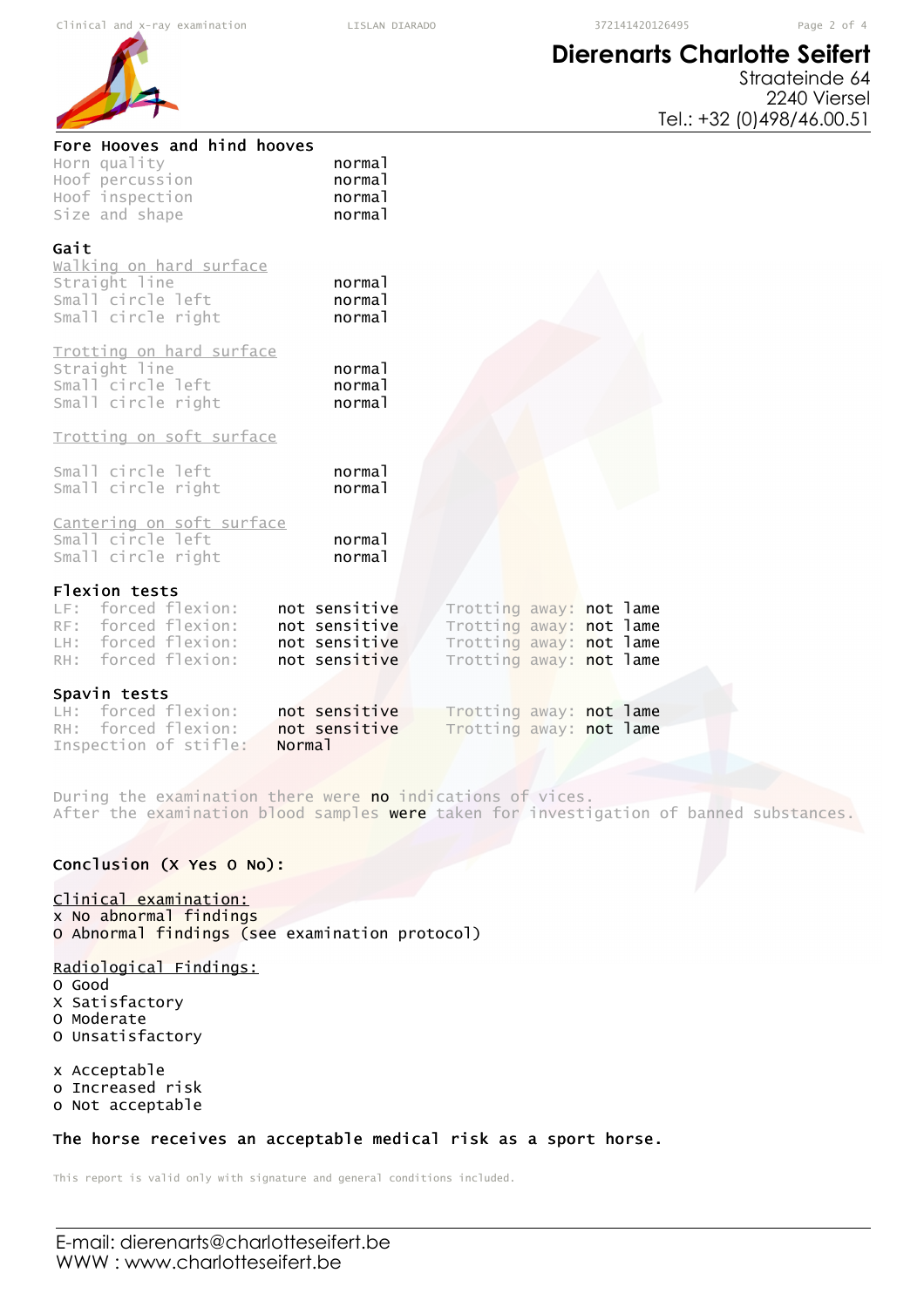# Dierenarts Charlotte Seifert

Straateinde 64
2240 Viersel
Tel.: +32 (0)498/46.00.51

### Fore Hooves and hind hooves

| | |
|---|---|
| Horn quality | normal |
| Hoof percussion | normal |
| Hoof inspection | normal |
| Size and shape | normal |

### Gait

Walking on hard surface

| | |
|---|---|
| Straight line | normal |
| Small circle left | normal |
| Small circle right | normal |

Trotting on hard surface

| | |
|---|---|
| Straight line | normal |
| Small circle left | normal |
| Small circle right | normal |

Trotting on soft surface

| | |
|---|---|
| Small circle left | normal |
| Small circle right | normal |

Cantering on soft surface

| | |
|---|---|
| Small circle left | normal |
| Small circle right | normal |

### Flexion tests

| | | | |
|---|---|---|---|
| LF: forced flexion: | not sensitive | Trotting away: | not lame |
| RF: forced flexion: | not sensitive | Trotting away: | not lame |
| LH: forced flexion: | not sensitive | Trotting away: | not lame |
| RH: forced flexion: | not sensitive | Trotting away: | not lame |

### Spavin tests

| | | | |
|---|---|---|---|
| LH: forced flexion: | not sensitive | Trotting away: | not lame |
| RH: forced flexion: | not sensitive | Trotting away: | not lame |
| Inspection of stifle: | Normal | | |

During the examination there were **no** indications of vices.
After the examination blood samples **were** taken for investigation of banned substances.

### Conclusion (X Yes O No):

Clinical examination:
x No abnormal findings
O Abnormal findings (see examination protocol)

Radiological Findings:
O Good
X Satisfactory
O Moderate
O Unsatisfactory

x Acceptable
o Increased risk
o Not acceptable

**The horse receives an acceptable medical risk as a sport horse.**

This report is valid only with signature and general conditions included.

E-mail: dierenarts@charlotteseifert.be
WWW : www.charlotteseifert.be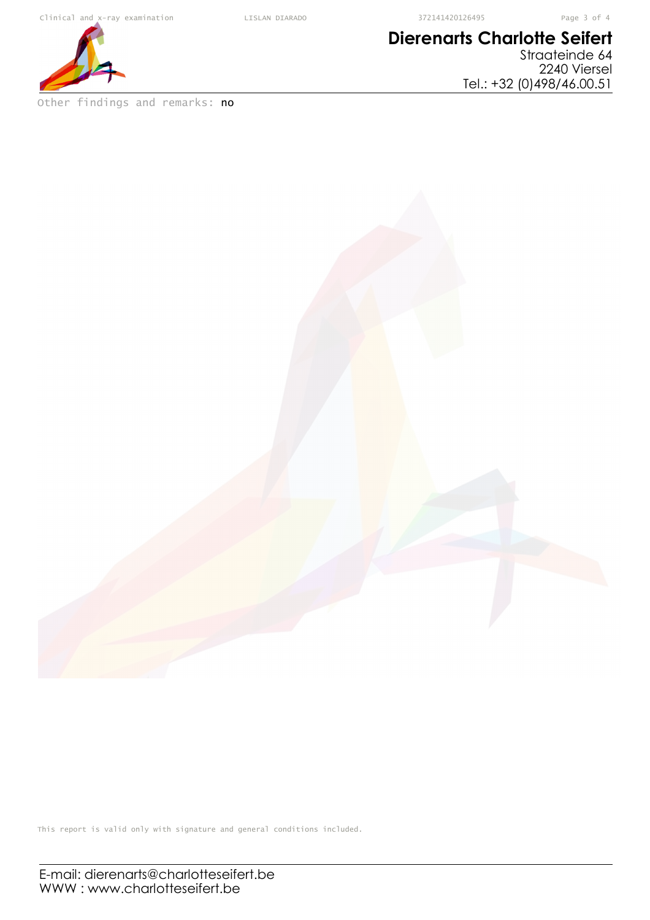Other findings and remarks: **no**

This report is valid only with signature and general conditions included.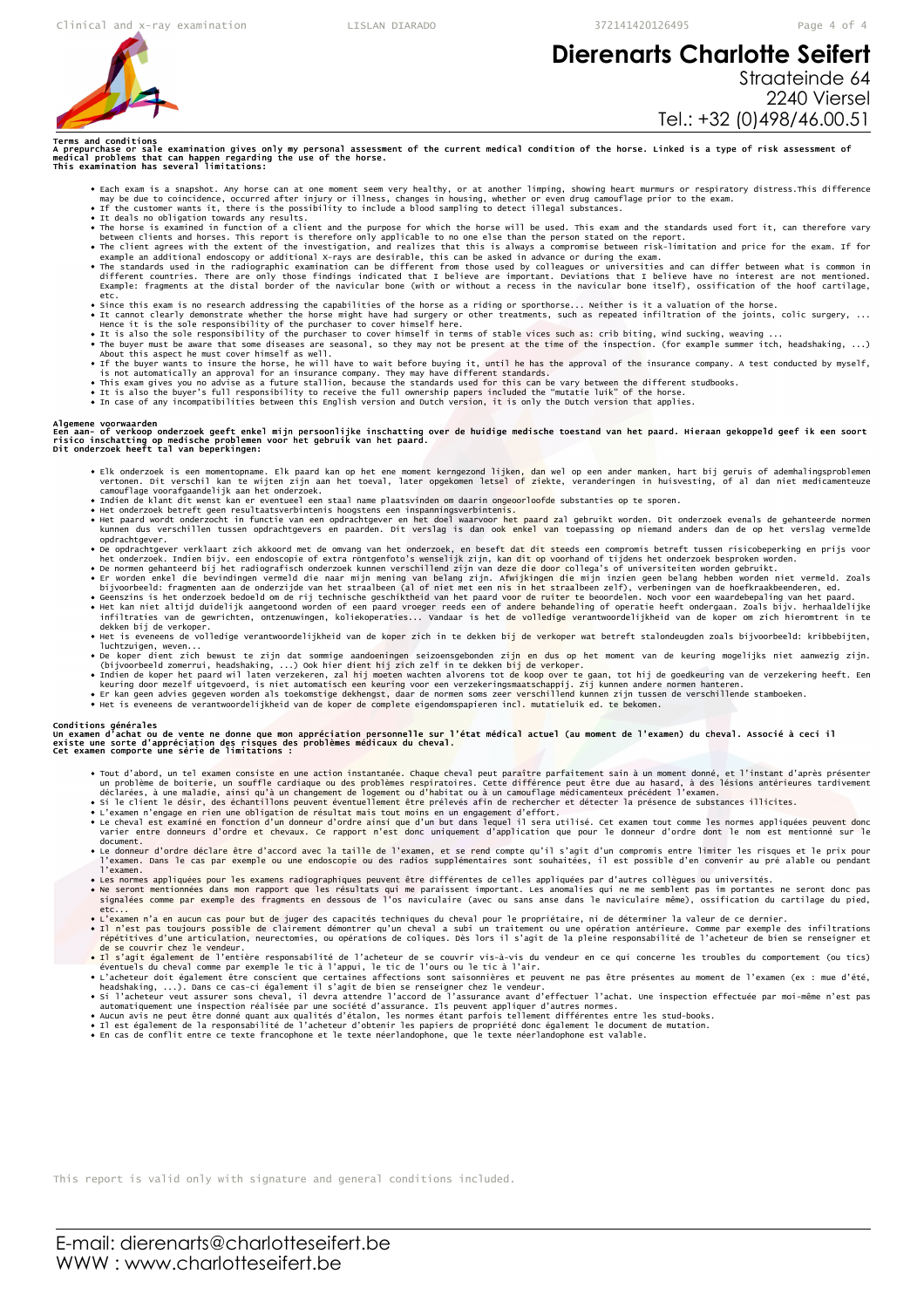# Dierenarts Charlotte Seifert

Straateinde 64
2240 Viersel
Tel.: +32 (0)498/46.00.51

**Terms and conditions**
**A prepurchase or sale examination gives only my personal assessment of the current medical condition of the horse. Linked is a type of risk assessment of medical problems that can happen regarding the use of the horse.**
**This examination has several limitations:**

- Each exam is a snapshot. Any horse can at one moment seem very healthy, or at another limping, showing heart murmurs or respiratory distress.This difference may be due to coincidence, occurred after injury or illness, changes in housing, whether or even drug camouflage prior to the exam.
- If the customer wants it, there is the possibility to include a blood sampling to detect illegal substances.
- It deals no obligation towards any results.
- The horse is examined in function of a client and the purpose for which the horse will be used. This exam and the standards used fort it, can therefore vary between clients and horses. This report is therefore only applicable to no one else than the person stated on the report.
- The client agrees with the extent of the investigation, and realizes that this is always a compromise between risk-limitation and price for the exam. If for example an additional endoscopy or additional X-rays are desirable, this can be asked in advance or during the exam.
- The standards used in the radiographic examination can be different from those used by colleagues or universities and can differ between what is common in different countries. There are only those findings indicated that I believe are important. Deviations that I believe have no interest are not mentioned. Example: fragments at the distal border of the navicular bone (with or without a recess in the navicular bone itself), ossification of the hoof cartilage, etc.
- Since this exam is no research addressing the capabilities of the horse as a riding or sporthorse... Neither is it a valuation of the horse.
- It cannot clearly demonstrate whether the horse might have had surgery or other treatments, such as repeated infiltration of the joints, colic surgery, ... Hence it is the sole responsibility of the purchaser to cover himself here.
- It is also the sole responsibility of the purchaser to cover himself in terms of stable vices such as: crib biting, wind sucking, weaving ...
- The buyer must be aware that some diseases are seasonal, so they may not be present at the time of the inspection. (for example summer itch, headshaking, ...) About this aspect he must cover himself as well.
- If the buyer wants to insure the horse, he will have to wait before buying it, until he has the approval of the insurance company. A test conducted by myself, is not automatically an approval for an insurance company. They may have different standards.
- This exam gives you no advise as a future stallion, because the standards used for this can be vary between the different studbooks.
- It is also the buyer's full responsibility to receive the full ownership papers included the "mutatie luik" of the horse.
- In case of any incompatibilities between this English version and Dutch version, it is only the Dutch version that applies.

**Algemene voorwaarden**
**Een aan- of verkoop onderzoek geeft enkel mijn persoonlijke inschatting over de huidige medische toestand van het paard. Hieraan gekoppeld geef ik een soort risico inschatting op medische problemen voor het gebruik van het paard.**
**Dit onderzoek heeft tal van beperkingen:**

- Elk onderzoek is een momentopname. Elk paard kan op het ene moment kerngezond lijken, dan wel op een ander manken, hart bij geruis of ademhalingsproblemen vertonen. Dit verschil kan te wijten zijn aan het toeval, later opgekomen letsel of ziekte, veranderingen in huisvesting, of al dan niet medicamenteuze camouflage voorafgaandelijk aan het onderzoek.
- Indien de klant dit wenst kan er eventueel een staal name plaatsvinden om daarin ongeoorloofde substanties op te sporen.
- Het onderzoek betreft geen resultaatsverbintenis hoogstens een inspanningsverbintenis.
- Het paard wordt onderzocht in functie van een opdrachtgever en het doel waarvoor het paard zal gebruikt worden. Dit onderzoek evenals de gehanteerde normen kunnen dus verschillen tussen opdrachtgevers en paarden. Dit verslag is dan ook enkel van toepassing op niemand anders dan de op het verslag vermelde opdrachtgever.
- De opdrachtgever verklaart zich akkoord met de omvang van het onderzoek, en beseft dat dit steeds een compromis betreft tussen risicobeperking en prijs voor het onderzoek. Indien bijv. een endoscopie of extra röntgenfoto's wenselijk zijn, kan dit op voorhand of tijdens het onderzoek besproken worden.
- De normen gehanteerd bij het radiografisch onderzoek kunnen verschillend zijn van deze die door collega's of universiteiten worden gebruikt.
- Er worden enkel die bevindingen vermeld die naar mijn mening van belang zijn. Afwijkingen die mijn inzien geen belang hebben worden niet vermeld. Zoals bijvoorbeeld: fragmenten aan de onderzijde van het straalbeen (al of niet met een nis in het straalbeen zelf), verbeningen van de hoefkraakbeenderen, ed.
- Geenszins is het onderzoek bedoeld om de rij technische geschiktheid van het paard voor de ruiter te beoordelen. Noch voor een waardebepaling van het paard.
- Het kan niet altijd duidelijk aangetoond worden of een paard vroeger reeds een of andere behandeling of operatie heeft ondergaan. Zoals bijv. herhaaldelijke infiltraties van de gewrichten, ontzenuwingen, koliekoperaties... Vandaar is het de volledige verantwoordelijkheid van de koper om zich hieromtrent in te dekken bij de verkoper.
- Het is eveneens de volledige verantwoordelijkheid van de koper zich in te dekken bij de verkoper wat betreft stalondeugden zoals bijvoorbeeld: kribbebijten, luchtzuigen, weven...
- De koper dient zich bewust te zijn dat sommige aandoeningen seizoensgebonden zijn en dus op het moment van de keuring mogelijks niet aanwezig zijn. (bijvoorbeeld zomerrui, headshaking, ...) Ook hier dient hij zich zelf in te dekken bij de verkoper.
- Indien de koper het paard wil laten verzekeren, zal hij moeten wachten alvorens tot de koop over te gaan, tot hij de goedkeuring van de verzekering heeft. Een keuring door mezelf uitgevoerd, is niet automatisch een keuring voor een verzekeringsmaatschappij. Zij kunnen andere normen hanteren.
- Er kan geen advies gegeven worden als toekomstige dekhengst, daar de normen soms zeer verschillend kunnen zijn tussen de verschillende stamboeken.
- Het is eveneens de verantwoordelijkheid van de koper de complete eigendomspapieren incl. mutatieluik ed. te bekomen.

**Conditions générales**
**Un examen d'achat ou de vente ne donne que mon appréciation personnelle sur l'état médical actuel (au moment de l'examen) du cheval. Associé à ceci il existe une sorte d'appréciation des risques des problèmes médicaux du cheval.**
**Cet examen comporte une série de limitations :**

- Tout d'abord, un tel examen consiste en une action instantanée. Chaque cheval peut paraître parfaitement sain à un moment donné, et l'instant d'après présenter un problème de boiterie, un souffle cardiaque ou des problèmes respiratoires. Cette différence peut être due au hasard, à des lésions antérieures tardivement déclarées, à une maladie, ainsi qu'à un changement de logement ou d'habitat ou à un camouflage médicamenteux précédent l'examen.
- Si le client le désir, des échantillons peuvent éventuellement être prélevés afin de rechercher et détecter la présence de substances illicites.
- L'examen n'engage en rien une obligation de résultat mais tout moins en un engagement d'effort.
- Le cheval est examiné en fonction d'un donneur d'ordre ainsi que d'un but dans lequel il sera utilisé. Cet examen tout comme les normes appliquées peuvent donc varier entre donneurs d'ordre et chevaux. Ce rapport n'est donc uniquement d'application que pour le donneur d'ordre dont le nom est mentionné sur le document.
- Le donneur d'ordre déclare être d'accord avec la taille de l'examen, et se rend compte qu'il s'agit d'un compromis entre limiter les risques et le prix pour l'examen. Dans le cas par exemple ou une endoscopie ou des radios supplémentaires sont souhaitées, il est possible d'en convenir au pré alable ou pendant l'examen.
- Les normes appliquées pour les examens radiographiques peuvent être différentes de celles appliquées par d'autres collègues ou universités.
- Ne seront mentionnées dans mon rapport que les résultats qui me paraissent important. Les anomalies qui ne me semblent pas im portantes ne seront donc pas signalées comme par exemple des fragments en dessous de l'os naviculaire (avec ou sans anse dans le naviculaire même), ossification du cartilage du pied, etc...
- L'examen n'a en aucun cas pour but de juger des capacités techniques du cheval pour le propriétaire, ni de déterminer la valeur de ce dernier.
- Il n'est pas toujours possible de clairement démontrer qu'un cheval a subi un traitement ou une opération antérieure. Comme par exemple des infiltrations répétitives d'une articulation, neurectomies, ou opérations de coliques. Dès lors il s'agit de la pleine responsabilité de l'acheteur de bien se renseigner et de se couvrir chez le vendeur.
- Il s'agit également de l'entière responsabilité de l'acheteur de se couvrir vis-à-vis du vendeur en ce qui concerne les troubles du comportement (ou tics) éventuels du cheval comme par exemple le tic à l'appui, le tic de l'ours ou le tic à l'air.
- L'acheteur doit également être conscient que certaines affections sont saisonnières et peuvent ne pas être présentes au moment de l'examen (ex : mue d'été, headshaking, ...). Dans ce cas-ci également il s'agit de bien se renseigner chez le vendeur.
- Si l'acheteur veut assurer sons cheval, il devra attendre l'accord de l'assurance avant d'effectuer l'achat. Une inspection effectuée par moi-même n'est pas automatiquement une inspection réalisée par une société d'assurance. Ils peuvent appliquer d'autres normes.
- Aucun avis ne peut être donné quant aux qualités d'étalon, les normes étant parfois tellement différentes entre les stud-books.
- Il est également de la responsabilité de l'acheteur d'obtenir les papiers de propriété donc également le document de mutation.
- En cas de conflit entre ce texte francophone et le texte néerlandophone, que le texte néerlandophone est valable.

This report is valid only with signature and general conditions included.

E-mail: dierenarts@charlotteseifert.be
WWW : www.charlotteseifert.be